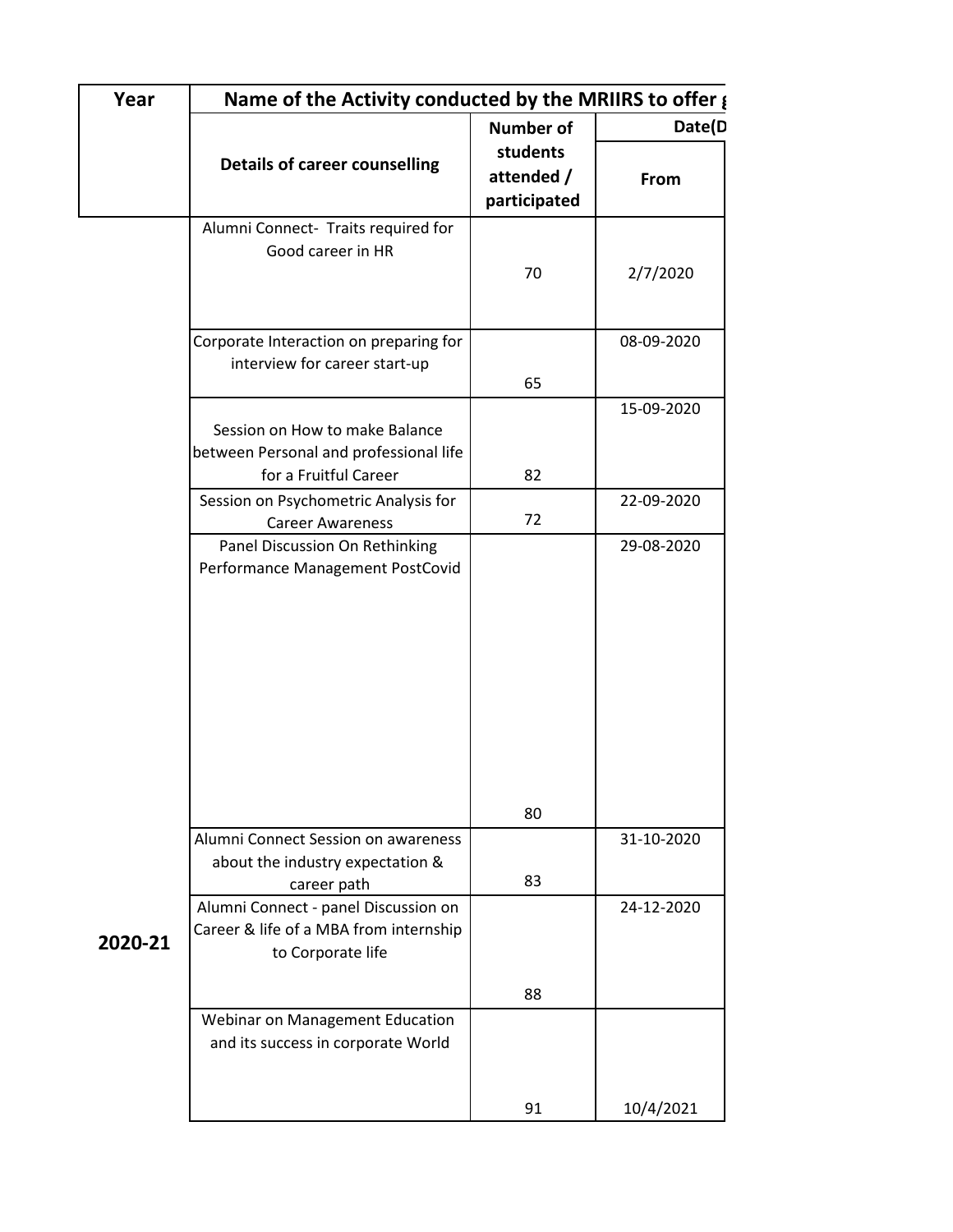| Year | Name of the Activity conducted by the MRIIRS to offer g | | |
|---|---|---|---|
| | Details of career counselling | Number of students attended / participated | Date(D |
| | | | From |
| | Alumni Connect- Traits required for Good career in HR | 70 | 2/7/2020 |
| | Corporate Interaction on preparing for interview for career start-up | 65 | 08-09-2020 |
| | Session on How to make Balance between Personal and professional life for a Fruitful Career | 82 | 15-09-2020 |
| | Session on Psychometric Analysis for Career Awareness | 72 | 22-09-2020 |
| | Panel Discussion On Rethinking Performance Management PostCovid | 80 | 29-08-2020 |
| | Alumni Connect Session on awareness about the industry expectation & career path | 83 | 31-10-2020 |
| 2020-21 | Alumni Connect - panel Discussion on Career & life of a MBA from internship to Corporate life | 88 | 24-12-2020 |
| | Webinar on Management Education and its success in corporate World | 91 | 10/4/2021 |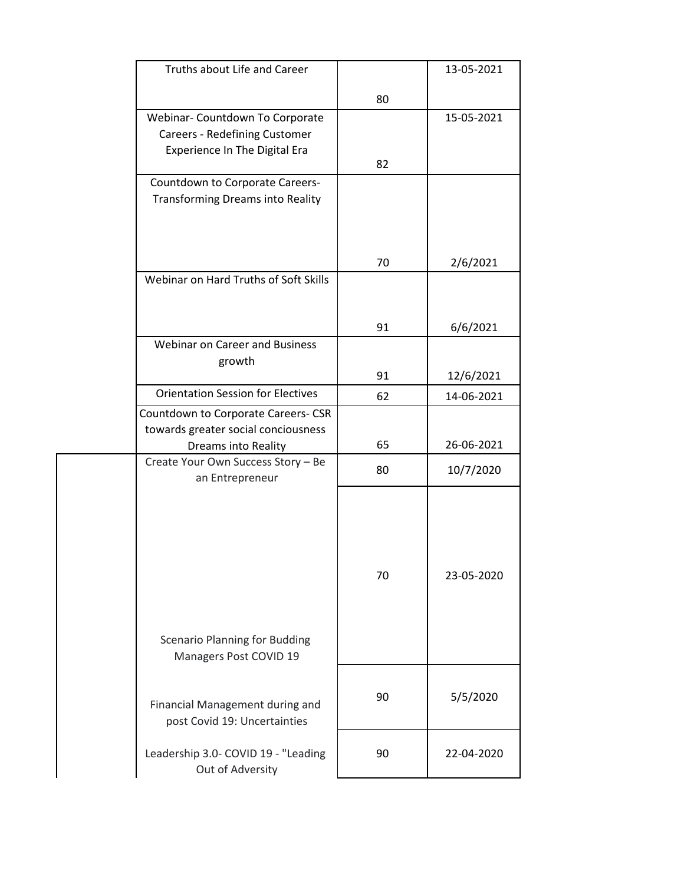| | | | |
|---|---|---|---|
| | Truths about Life and Career | 80 | 13-05-2021 |
| | Webinar- Countdown To Corporate Careers - Redefining Customer Experience In The Digital Era | 82 | 15-05-2021 |
| | Countdown to Corporate Careers- Transforming Dreams into Reality | 70 | 2/6/2021 |
| | Webinar on Hard Truths of Soft Skills | 91 | 6/6/2021 |
| | Webinar on Career and Business growth | 91 | 12/6/2021 |
| | Orientation Session for Electives | 62 | 14-06-2021 |
| | Countdown to Corporate Careers- CSR towards greater social conciousness Dreams into Reality | 65 | 26-06-2021 |
| | Create Your Own Success Story – Be an Entrepreneur | 80 | 10/7/2020 |
| | Scenario Planning for Budding Managers Post COVID 19 | 70 | 23-05-2020 |
| | Financial Management during and post Covid 19: Uncertainties | 90 | 5/5/2020 |
| | Leadership 3.0- COVID 19 - "Leading Out of Adversity | 90 | 22-04-2020 |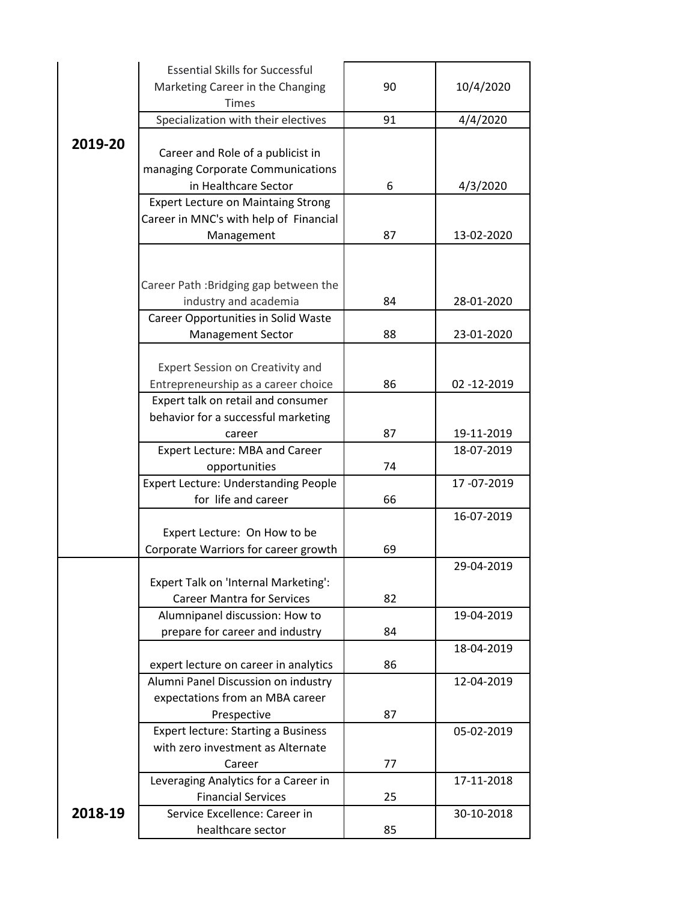| | | | |
|---|---|---|---|
| 2019-20 | Essential Skills for Successful Marketing Career in the Changing Times | 90 | 10/4/2020 |
| | Specialization with their electives | 91 | 4/4/2020 |
| | Career and Role of a publicist in managing Corporate Communications in Healthcare Sector | 6 | 4/3/2020 |
| | Expert Lecture on Maintaing Strong Career in MNC's with help of Financial Management | 87 | 13-02-2020 |
| | Career Path :Bridging gap between the industry and academia | 84 | 28-01-2020 |
| | Career Opportunities in Solid Waste Management Sector | 88 | 23-01-2020 |
| | Expert Session on Creativity and Entrepreneurship as a career choice | 86 | 02 -12-2019 |
| | Expert talk on retail and consumer behavior for a successful marketing career | 87 | 19-11-2019 |
| | Expert Lecture: MBA and Career opportunities | 74 | 18-07-2019 |
| | Expert Lecture: Understanding People for life and career | 66 | 17 -07-2019 |
| | Expert Lecture: On How to be Corporate Warriors for career growth | 69 | 16-07-2019 |
| 2018-19 | Expert Talk on 'Internal Marketing': Career Mantra for Services | 82 | 29-04-2019 |
| | Alumnipanel discussion: How to prepare for career and industry | 84 | 19-04-2019 |
| | expert lecture on career in analytics | 86 | 18-04-2019 |
| | Alumni Panel Discussion on industry expectations from an MBA career Prespective | 87 | 12-04-2019 |
| | Expert lecture: Starting a Business with zero investment as Alternate Career | 77 | 05-02-2019 |
| | Leveraging Analytics for a Career in Financial Services | 25 | 17-11-2018 |
| | Service Excellence: Career in healthcare sector | 85 | 30-10-2018 |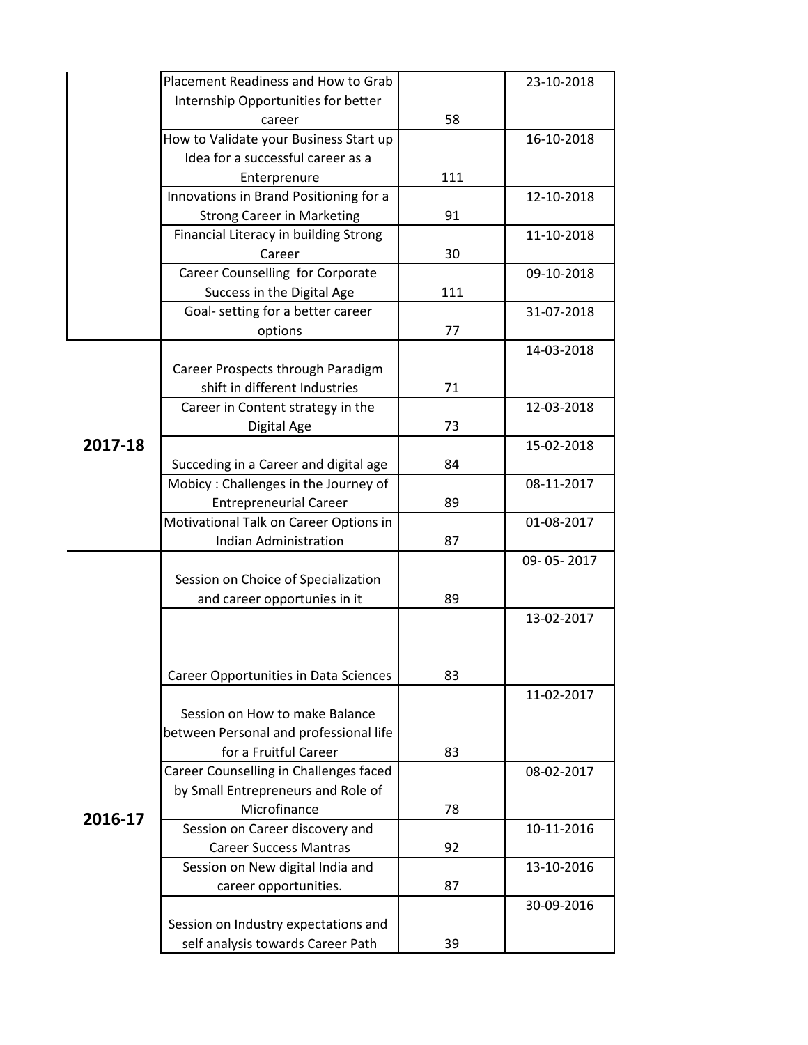| | | | |
|---|---|---|---|
| | Placement Readiness and How to Grab Internship Opportunities for better career | 58 | 23-10-2018 |
| | How to Validate your Business Start up Idea for a successful career as a Enterprenure | 111 | 16-10-2018 |
| | Innovations in Brand Positioning for a Strong Career in Marketing | 91 | 12-10-2018 |
| | Financial Literacy in building Strong Career | 30 | 11-10-2018 |
| | Career Counselling for Corporate Success in the Digital Age | 111 | 09-10-2018 |
| | Goal- setting for a better career options | 77 | 31-07-2018 |
| **2017-18** | Career Prospects through Paradigm shift in different Industries | 71 | 14-03-2018 |
| | Career in Content strategy in the Digital Age | 73 | 12-03-2018 |
| | Succeding in a Career and digital age | 84 | 15-02-2018 |
| | Mobicy : Challenges in the Journey of Entrepreneurial Career | 89 | 08-11-2017 |
| | Motivational Talk on Career Options in Indian Administration | 87 | 01-08-2017 |
| **2016-17** | Session on Choice of Specialization and career opportunies in it | 89 | 09- 05- 2017 |
| | Career Opportunities in Data Sciences | 83 | 13-02-2017 |
| | Session on How to make Balance between Personal and professional life for a Fruitful Career | 83 | 11-02-2017 |
| | Career Counselling in Challenges faced by Small Entrepreneurs and Role of Microfinance | 78 | 08-02-2017 |
| | Session on Career discovery and Career Success Mantras | 92 | 10-11-2016 |
| | Session on New digital India and career opportunities. | 87 | 13-10-2016 |
| | Session on Industry expectations and self analysis towards Career Path | 39 | 30-09-2016 |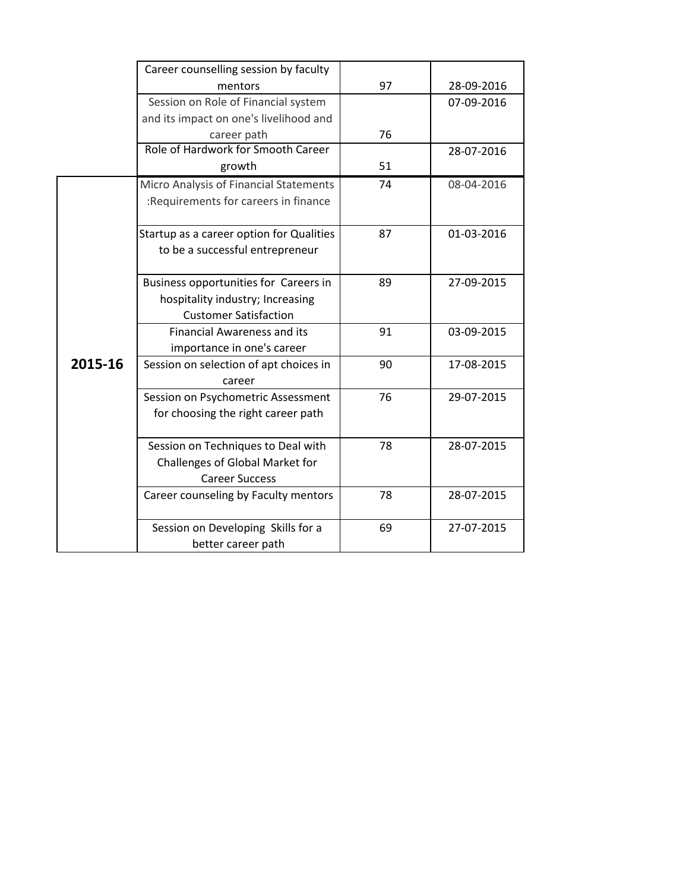| | | | |
|---|---|---|---|
| | Career counselling session by faculty mentors | 97 | 28-09-2016 |
| | Session on Role of Financial system and its impact on one's livelihood and career path | 76 | 07-09-2016 |
| | Role of Hardwork for Smooth Career growth | 51 | 28-07-2016 |
| **2015-16** | Micro Analysis of Financial Statements :Requirements for careers in finance | 74 | 08-04-2016 |
| | Startup as a career option for Qualities to be a successful entrepreneur | 87 | 01-03-2016 |
| | Business opportunities for Careers in hospitality industry; Increasing Customer Satisfaction | 89 | 27-09-2015 |
| | Financial Awareness and its importance in one's career | 91 | 03-09-2015 |
| | Session on selection of apt choices in career | 90 | 17-08-2015 |
| | Session on Psychometric Assessment for choosing the right career path | 76 | 29-07-2015 |
| | Session on Techniques to Deal with Challenges of Global Market for Career Success | 78 | 28-07-2015 |
| | Career counseling by Faculty mentors | 78 | 28-07-2015 |
| | Session on Developing Skills for a better career path | 69 | 27-07-2015 |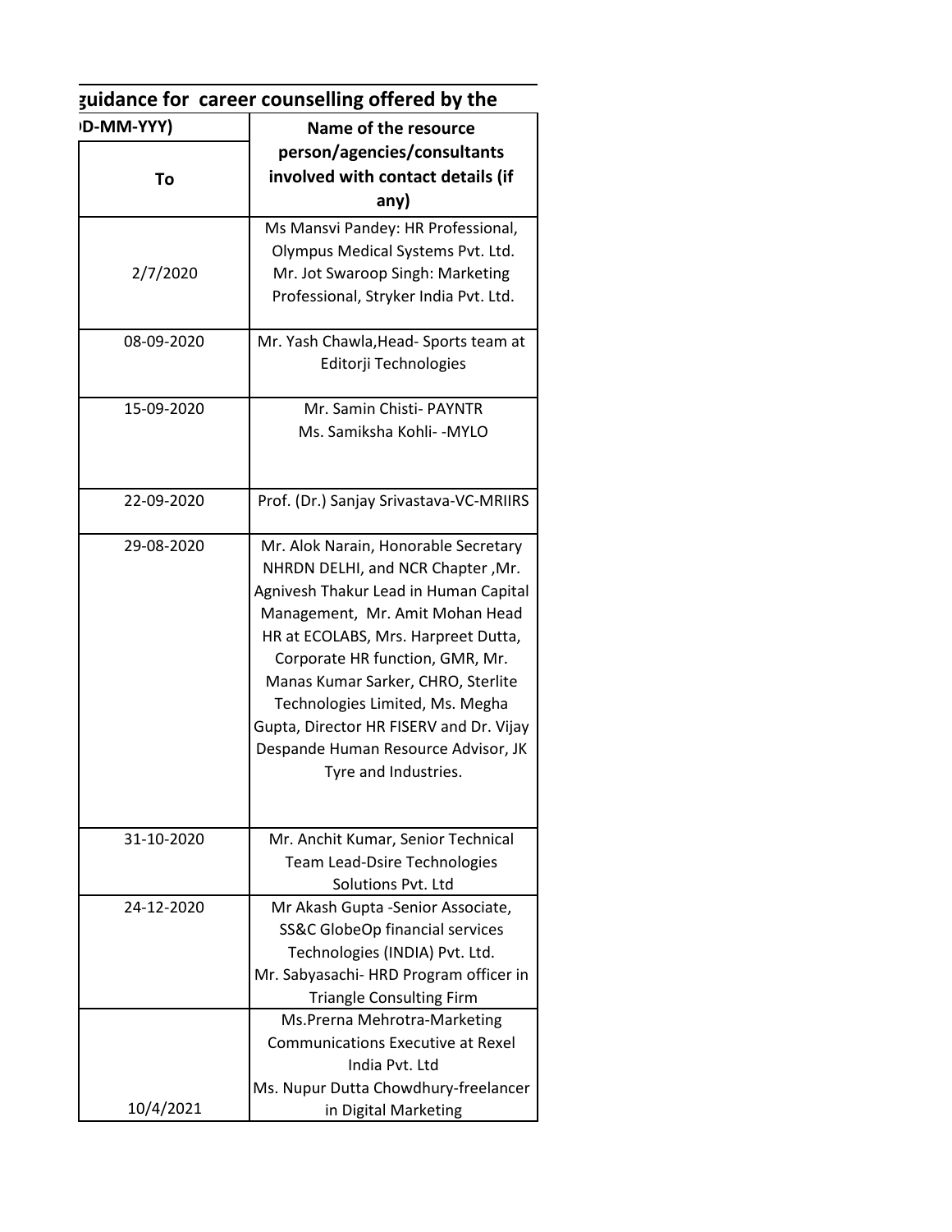## guidance for career counselling offered by the

| D-MM-YYY) | Name of the resource person/agencies/consultants involved with contact details (if any) |
|---|---|
| To | |
| 2/7/2020 | Ms Mansvi Pandey: HR Professional, Olympus Medical Systems Pvt. Ltd. Mr. Jot Swaroop Singh: Marketing Professional, Stryker India Pvt. Ltd. |
| 08-09-2020 | Mr. Yash Chawla,Head- Sports team at Editorji Technologies |
| 15-09-2020 | Mr. Samin Chisti- PAYNTR Ms. Samiksha Kohli- -MYLO |
| 22-09-2020 | Prof. (Dr.) Sanjay Srivastava-VC-MRIIRS |
| 29-08-2020 | Mr. Alok Narain, Honorable Secretary NHRDN DELHI, and NCR Chapter ,Mr. Agnivesh Thakur Lead in Human Capital Management, Mr. Amit Mohan Head HR at ECOLABS, Mrs. Harpreet Dutta, Corporate HR function, GMR, Mr. Manas Kumar Sarker, CHRO, Sterlite Technologies Limited, Ms. Megha Gupta, Director HR FISERV and Dr. Vijay Despande Human Resource Advisor, JK Tyre and Industries. |
| 31-10-2020 | Mr. Anchit Kumar, Senior Technical Team Lead-Dsire Technologies Solutions Pvt. Ltd |
| 24-12-2020 | Mr Akash Gupta -Senior Associate, SS&C GlobeOp financial services Technologies (INDIA) Pvt. Ltd. Mr. Sabyasachi- HRD Program officer in Triangle Consulting Firm |
| 10/4/2021 | Ms.Prerna Mehrotra-Marketing Communications Executive at Rexel India Pvt. Ltd Ms. Nupur Dutta Chowdhury-freelancer in Digital Marketing |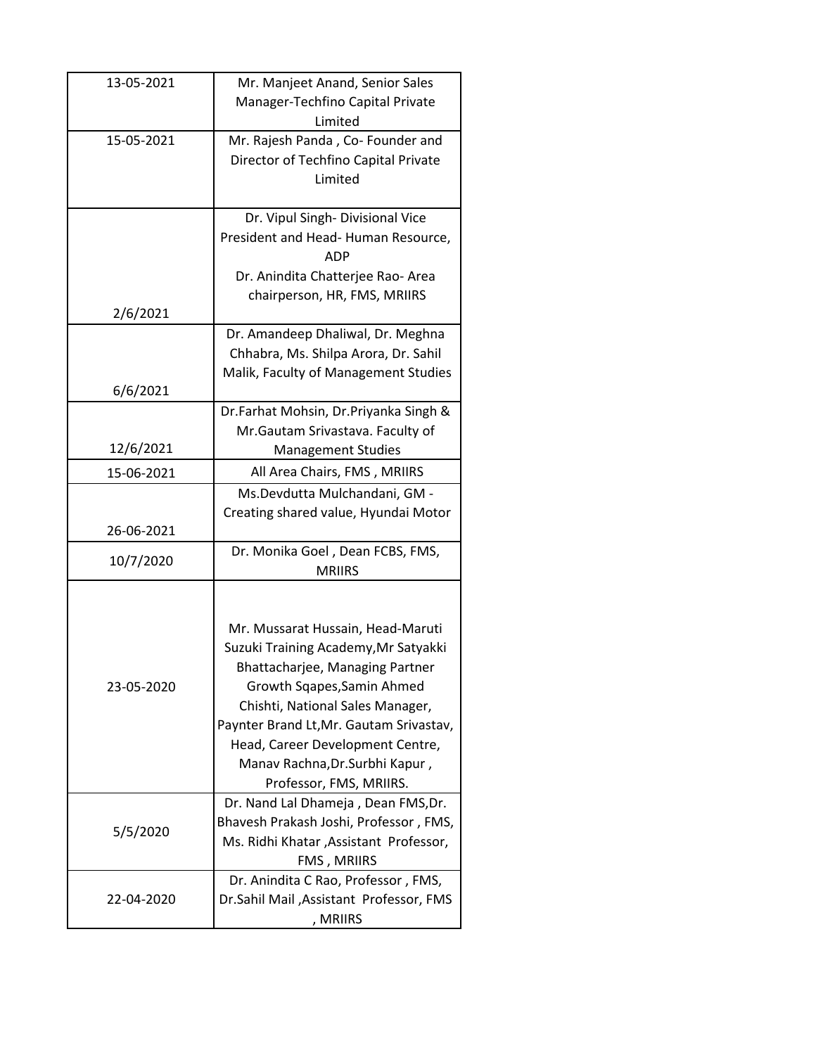| | |
|---|---|
| 13-05-2021 | Mr. Manjeet Anand, Senior Sales Manager-Techfino Capital Private Limited |
| 15-05-2021 | Mr. Rajesh Panda , Co- Founder and Director of Techfino Capital Private Limited |
| 2/6/2021 | Dr. Vipul Singh- Divisional Vice President and Head- Human Resource, ADP<br>Dr. Anindita Chatterjee Rao- Area chairperson, HR, FMS, MRIIRS |
| 6/6/2021 | Dr. Amandeep Dhaliwal, Dr. Meghna Chhabra, Ms. Shilpa Arora, Dr. Sahil Malik, Faculty of Management Studies |
| 12/6/2021 | Dr.Farhat Mohsin, Dr.Priyanka Singh & Mr.Gautam Srivastava. Faculty of Management Studies |
| 15-06-2021 | All Area Chairs, FMS , MRIIRS |
| 26-06-2021 | Ms.Devdutta Mulchandani, GM - Creating shared value, Hyundai Motor |
| 10/7/2020 | Dr. Monika Goel , Dean FCBS, FMS, MRIIRS |
| 23-05-2020 | Mr. Mussarat Hussain, Head-Maruti Suzuki Training Academy,Mr Satyakki Bhattacharjee, Managing Partner Growth Sqapes,Samin Ahmed Chishti, National Sales Manager, Paynter Brand Lt,Mr. Gautam Srivastav, Head, Career Development Centre, Manav Rachna,Dr.Surbhi Kapur , Professor, FMS, MRIIRS. |
| 5/5/2020 | Dr. Nand Lal Dhameja , Dean FMS,Dr. Bhavesh Prakash Joshi, Professor , FMS, Ms. Ridhi Khatar ,Assistant Professor, FMS , MRIIRS |
| 22-04-2020 | Dr. Anindita C Rao, Professor , FMS, Dr.Sahil Mail ,Assistant Professor, FMS , MRIIRS |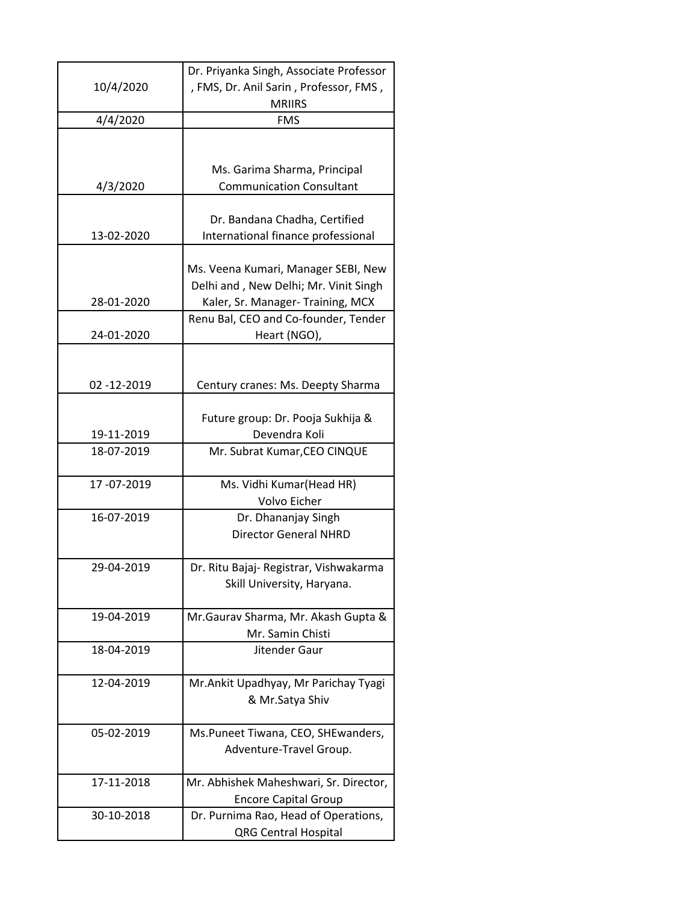| | |
|---|---|
| 10/4/2020 | Dr. Priyanka Singh, Associate Professor , FMS, Dr. Anil Sarin , Professor, FMS , MRIIRS |
| 4/4/2020 | FMS |
| 4/3/2020 | Ms. Garima Sharma, Principal Communication Consultant |
| 13-02-2020 | Dr. Bandana Chadha, Certified International finance professional |
| 28-01-2020 | Ms. Veena Kumari, Manager SEBI, New Delhi and , New Delhi; Mr. Vinit Singh Kaler, Sr. Manager- Training, MCX |
| 24-01-2020 | Renu Bal, CEO and Co-founder, Tender Heart (NGO), |
| 02 -12-2019 | Century cranes: Ms. Deepty Sharma |
| 19-11-2019 | Future group: Dr. Pooja Sukhija & Devendra Koli |
| 18-07-2019 | Mr. Subrat Kumar,CEO CINQUE |
| 17 -07-2019 | Ms. Vidhi Kumar(Head HR) Volvo Eicher |
| 16-07-2019 | Dr. Dhananjay Singh Director General NHRD |
| 29-04-2019 | Dr. Ritu Bajaj- Registrar, Vishwakarma Skill University, Haryana. |
| 19-04-2019 | Mr.Gaurav Sharma, Mr. Akash Gupta & Mr. Samin Chisti |
| 18-04-2019 | Jitender Gaur |
| 12-04-2019 | Mr.Ankit Upadhyay, Mr Parichay Tyagi & Mr.Satya Shiv |
| 05-02-2019 | Ms.Puneet Tiwana, CEO, SHEwanders, Adventure-Travel Group. |
| 17-11-2018 | Mr. Abhishek Maheshwari, Sr. Director, Encore Capital Group |
| 30-10-2018 | Dr. Purnima Rao, Head of Operations, QRG Central Hospital |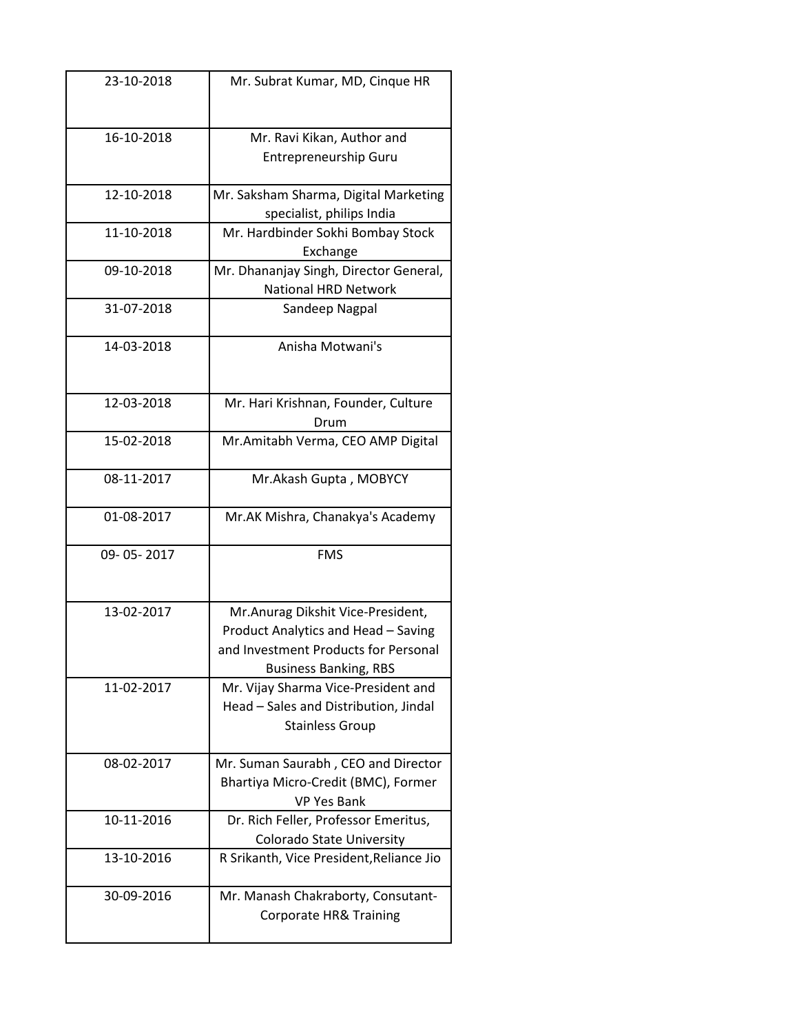| | |
|---|---|
| 23-10-2018 | Mr. Subrat Kumar, MD, Cinque HR |
| 16-10-2018 | Mr. Ravi Kikan, Author and Entrepreneurship Guru |
| 12-10-2018 | Mr. Saksham Sharma, Digital Marketing specialist, philips India |
| 11-10-2018 | Mr. Hardbinder Sokhi Bombay Stock Exchange |
| 09-10-2018 | Mr. Dhananjay Singh, Director General, National HRD Network |
| 31-07-2018 | Sandeep Nagpal |
| 14-03-2018 | Anisha Motwani's |
| 12-03-2018 | Mr. Hari Krishnan, Founder, Culture Drum |
| 15-02-2018 | Mr.Amitabh Verma, CEO AMP Digital |
| 08-11-2017 | Mr.Akash Gupta , MOBYCY |
| 01-08-2017 | Mr.AK Mishra, Chanakya's Academy |
| 09- 05- 2017 | FMS |
| 13-02-2017 | Mr.Anurag Dikshit Vice-President, Product Analytics and Head – Saving and Investment Products for Personal Business Banking, RBS |
| 11-02-2017 | Mr. Vijay Sharma Vice-President and Head – Sales and Distribution, Jindal Stainless Group |
| 08-02-2017 | Mr. Suman Saurabh , CEO and Director Bhartiya Micro-Credit (BMC), Former VP Yes Bank |
| 10-11-2016 | Dr. Rich Feller, Professor Emeritus, Colorado State University |
| 13-10-2016 | R Srikanth, Vice President,Reliance Jio |
| 30-09-2016 | Mr. Manash Chakraborty, Consutant-Corporate HR& Training |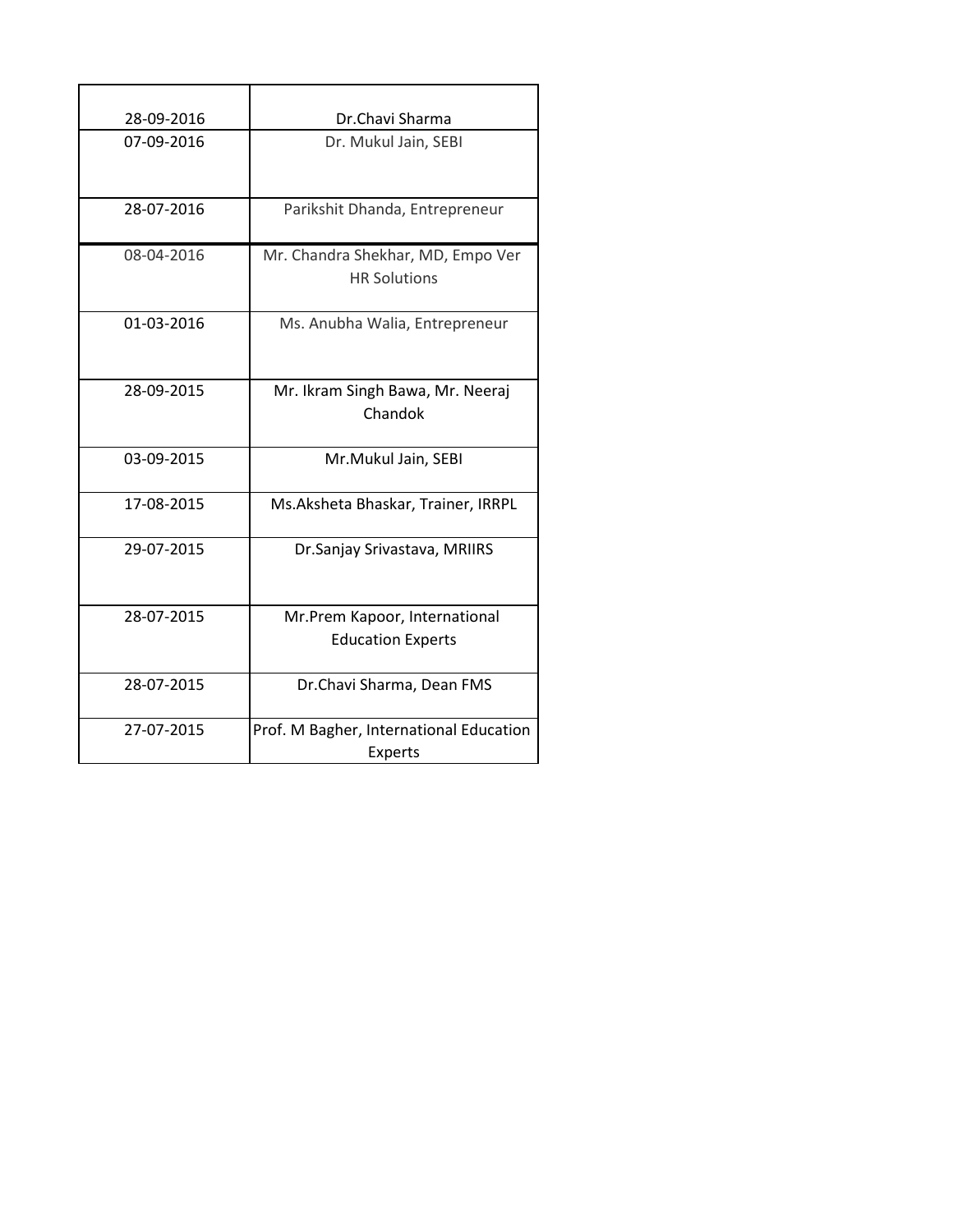| | |
|---|---|
| 28-09-2016 | Dr.Chavi Sharma |
| 07-09-2016 | Dr. Mukul Jain, SEBI |
| 28-07-2016 | Parikshit Dhanda, Entrepreneur |
| 08-04-2016 | Mr. Chandra Shekhar, MD, Empo Ver HR Solutions |
| 01-03-2016 | Ms. Anubha Walia, Entrepreneur |
| 28-09-2015 | Mr. Ikram Singh Bawa, Mr. Neeraj Chandok |
| 03-09-2015 | Mr.Mukul Jain, SEBI |
| 17-08-2015 | Ms.Aksheta Bhaskar, Trainer, IRRPL |
| 29-07-2015 | Dr.Sanjay Srivastava, MRIIRS |
| 28-07-2015 | Mr.Prem Kapoor, International Education Experts |
| 28-07-2015 | Dr.Chavi Sharma, Dean FMS |
| 27-07-2015 | Prof. M Bagher, International Education Experts |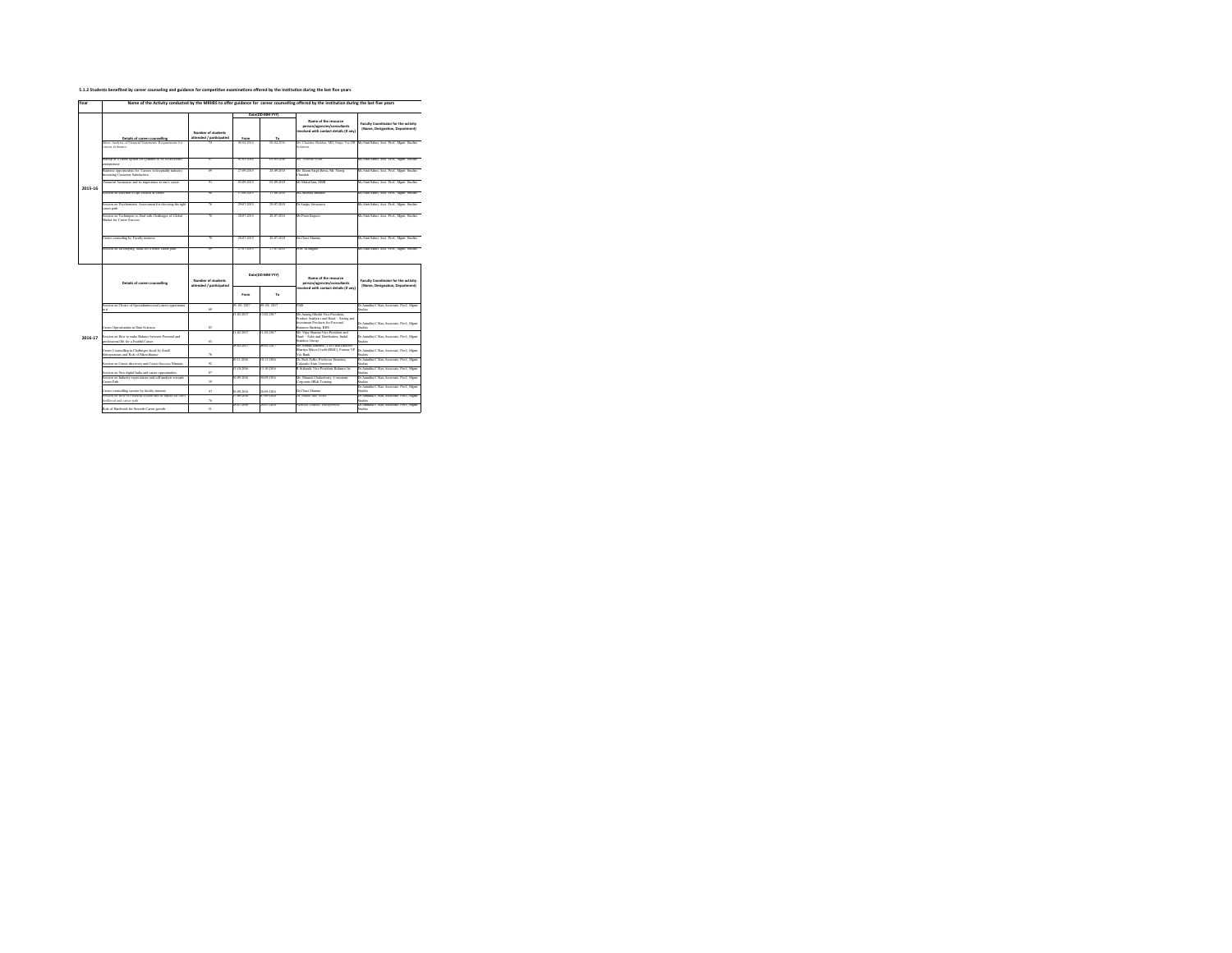5.1.2 Students benefited by career counseling and guidance for competitive examinations offered by the Institution during the last five years

| Year | Name of the Activity conducted by the MRIIRS to offer guidance for career counselling offered by the institution during the last five years | | | | | |
|---|---|---|---|---|---|---|
| | Details of career counselling | Number of students attended / participated | Date(DD-MM-YYY) | | Name of the resource person/agencies/consultants involved with contact details (if any) | Faculty Coordinator for the activity (Name, Designation, Department) |
| | | | From | To | | |
| 2015-16 | Micro Analysis of Financial Statements: Requirements for career in finance | 74 | 05-01-2016 | 05-01-2016 | Dr. Chandra Shekhar, MD, Grays Ace HR Solutions | Ms.Nazi Sabei, Asst. Prof., Mgmt. Studies |
| | Startup as a career option for graduates to be a successful entrepreneur | 87 | 30-10-2015 | 30-10-2015 | Mr. Yaswant Vohra | Ms.Nazi Sabei, Asst. Prof., Mgmt. Studies |
| | Business opportunities for Careers in hospitality industry: Increasing Customer Satisfaction | 89 | 25-09-2015 | 25-09-2015 | Mr. Karan Singh Batra, Mr. Neeraj Chandok | Ms.Nazi Sabei, Asst. Prof., Mgmt. Studies |
| | Financial Awareness and its importance in one's career | 91 | 03-09-2015 | 03-09-2015 | Mr.Mukul Jain, NISM | Ms.Nazi Sabei, Asst. Prof., Mgmt. Studies |
| | Session on Relevance of Soft Skills in Career | 90 | 17-08-2015 | 17-08-2015 | Ms. Anubha Bhatnagar | Ms.Nazi Sabei, Asst. Prof., Mgmt. Studies |
| | Session on Psychometric Assessment for choosing the right career path | 76 | 29-07-2015 | 29-07-2015 | Dr.Sanjay Srivastava | Ms.Nazi Sabei, Asst. Prof., Mgmt. Studies |
| | Session on Techniques to Deal with Challenges of Global Market for Career Success | 78 | 28-07-2015 | 28-07-2015 | Mr.Prem Kapoor | Ms.Nazi Sabei, Asst. Prof., Mgmt. Studies |
| | Career counseling by Faculty mentors | 78 | 28-07-2015 | 28-07-2015 | Dr.Charu Sharma | Ms.Nazi Sabei, Asst. Prof., Mgmt. Studies |
| | Session on Developing Skills for a Better Career path | 69 | 27-07-2015 | 27-07-2015 | Prof. M.Rajput | Ms.Nazi Sabei, Asst. Prof., Mgmt. Studies |
| | Details of career counselling | Number of students attended / participated | Date(DD-MM-YYY) | | Name of the resource person/agencies/consultants involved with contact details (if any) | Faculty Coordinator for the activity (Name, Designation, Department) |
| | | | From | To | | |
| 2016-17 | Session on Choice of Specialization and career opportunities in it | 69 | 09. 03. 2017 | 09. 03. 2017 | PMS | Dr.Anradha C Rao, Associate. Prof., Mgmt. Studies |
| | Career Opportunities in Data Sciences | 83 | 11-02-2017 | 11-02-2017 | Mr.Anurag Dikshit Vice-President, Product Analytics and Head – Saving and Investment Products for Personal Business Banking, RBS | Dr.Anradha C Rao, Associate. Prof., Mgmt. Studies |
| | Session on How to make Balance between Personal and professional life for a Fruitful Career | 63 | 11-02-2017 | 11-02-2017 | Mr. Vijay Sharma Vice President and Head – Sales and Distribution, Jindal Stainless Group | Dr.Anradha C Rao, Associate. Prof., Mgmt. Studies |
| | Career Counselling in Challenges faced by Small Entrepreneurs and Role of Microfinance | 78 | 08-02-2017 | 08-02-2017 | Mr. Sumit Banerji, CEO and Director Bhartiya Micro Credit (BMC), Former VP Yes Bank | Dr.Anradha C Rao, Associate. Prof., Mgmt. Studies |
| | Session on Career discovery and Career Success Mantras | 92 | 16-11-2016 | 16-11-2016 | Dr. Rich Feller, Professor Emeritus, Colorado State University | Dr.Anradha C Rao, Associate. Prof., Mgmt. Studies |
| | Session on New digital India and career opportunities. | 87 | 21-10-2016 | 21-10-2016 | R Srikanth, Vice President, Reliance Jio | Dr.Anradha C Rao, Associate. Prof., Mgmt. Studies |
| | Session on Industry expectations and self analysis towards Career Path | 59 | 05-09-2016 | 05-09-2016 | Mr. Manash Chakraborty, Consultant Corporate HR& Training | Dr.Anradha C Rao, Associate. Prof., Mgmt. Studies |
| | Career counselling session by faculty mentors | 87 | 28-09-2016 | 28-09-2016 | Dr.Charu Sharma | Dr.Anradha C Rao, Associate. Prof., Mgmt. Studies |
| | Session on Role of Financial Literacy & its impact on one's livelihood and career path | 76 | 27-09-2016 | 27-09-2016 | Dr. Sameer Jain, SEBI | Dr.Anradha C Rao, Associate. Prof., Mgmt. Studies |
| | Role of Hardwork for Smooth Career growth | 81 | 26-07-2016 | 26-07-2016 | Director, Lifeskill, Entrepreneur | Dr.Anradha C Rao, Associate. Prof., Mgmt. Studies |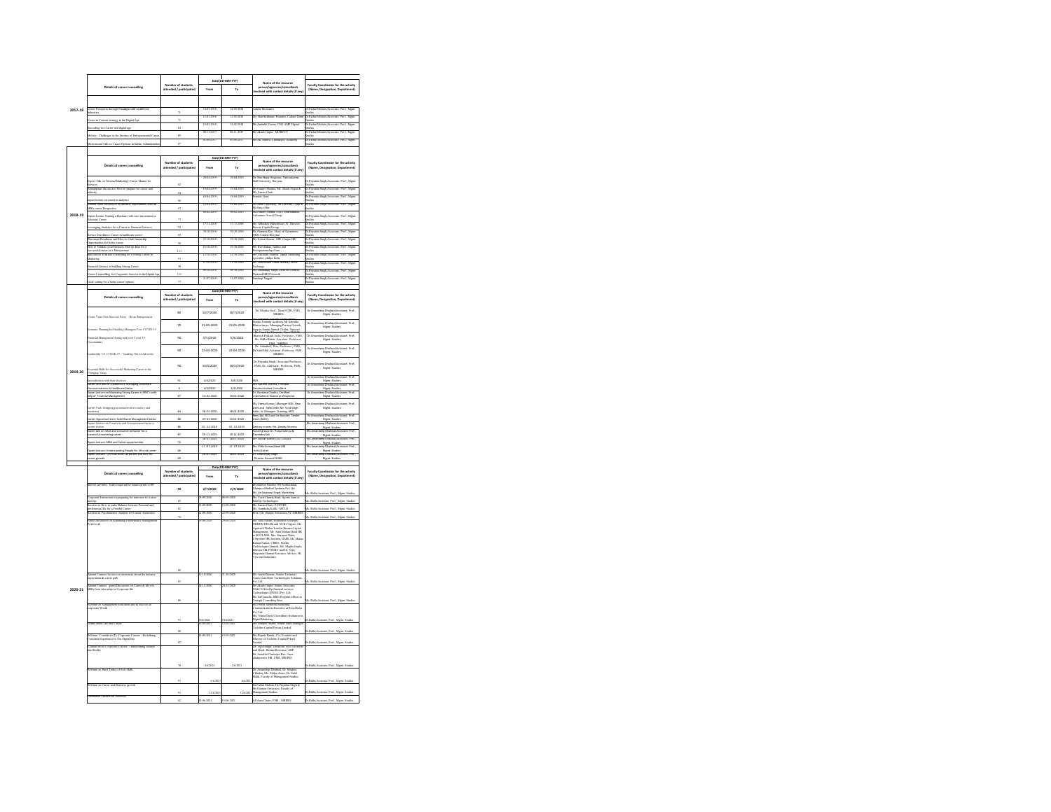| | Details of career counselling | Number of students attended / participated | Date(DD-MM-YYY) From | Date(DD-MM-YYY) To | Name of the resource person/agencies/consultants involved with contact details (if any) | Faculty Coordinator for the activity (Name, Designation, Department) |
|---|---|---|---|---|---|---|
| 2017-18 | Career Prospects through Paradigm shift in different industries | 75 | 14-03-2018 | 14-03-2018 | Amita Mirwani's | Dr.Farhat Mohsin Associate Prof., Mgmt Studies |
| | Career in Content strategy in the Digital Age | 71 | 12-03-2018 | 12-03-2018 | Mr. Hari Krishnan, Founder, Culture Drum | Dr.Farhat Mohsin Associate Prof., Mgmt Studies |
| | Succeeding in a Career and digital age | 84 | 13-02-2018 | 13-02-2018 | Mr.Anshuldh Verma, CEO AMP Digital | Dr.Farhat Mohsin Associate Prof., Mgmt Studies |
| | Mehnaj - Challenges in the Journey of Entrepreneurial Career | 69 | 09-11-2017 | 09-11-2017 | Mr.Akash Gupta , MDBVCV | Dr.Farhat Mohsin Associate Prof., Mgmt Studies |
| | Motivational Talk on Career Options in Indian Administration | 87 | 07-09-2017 | 07-09-2017 | Mr.Ali Abbas, Chanakya's Academy | Dr.Farhat Mohsin Associate Prof., Mgmt Studies |

| | Details of career counselling | Number of students attended / participated | Date(DD-MM-YYY) From | Date(DD-MM-YYY) To | Name of the resource person/agencies/consultants involved with contact details (if any) | Faculty Coordinator for the activity (Name, Designation, Department) |
|---|---|---|---|---|---|---|
| 2018-19 | Expert Talk on 'Internal Marketing': Career Mantra for Services | 82 | 29-04-2019 | 29-04-2019 | Dr. Bhu Bajaj Registrar, Vishvakarma Skill University, Haryana | Dr.Priyanka Singh,Associate Prof., Mgmt Studies |
| | Attempted discussion: How to prepare for career and industry | 84 | 19-04-2019 | 19-04-2019 | Mr.Gaurav Sharma, Mr. Akash Gupta & Mr. Sarain Chitri | Dr.Priyanka Singh,Associate Prof., Mgmt Studies |
| | expert lecture on career in analytics | 86 | 18-04-2019 | 18-04-2019 | Hemlet Gaur | Dr.Priyanka Singh,Associate Prof., Mgmt Studies |
| | Alumni Panel Discussion on Industry Expectations from an MBA career Perspective | 87 | 13-04-2019 | 13-04-2019 | Mr.Akhil Upadhyay, Mr.Anurudh Tyagi & Mr.Satya Shiv | Dr.Priyanka Singh,Associate Prof., Mgmt Studies |
| | Expert lecture: Starting a Business with zero investment in Alternate Career | 77 | 08-02-2019 | 08-02-2019 | Mr.Pankaj Tiwari, CEO, Aboveinhands Adventure Travel Group | Dr.Priyanka Singh,Associate Prof., Mgmt Studies |
| | Leveraging Analytics for a Career in Financial Services | 29 | 17-11-2018 | 17-11-2018 | Mr. Abhishek Maheshwari Sr. Director, Secure Capital Group | Dr.Priyanka Singh,Associate Prof., Mgmt Studies |
| | Service Excellence Career in healthcare sector | 69 | 30-10-2018 | 30-10-2018 | Dr. Poonam Rao, Head of Operations, HRG Central Hospital | Dr.Priyanka Singh,Associate Prof., Mgmt Studies |
| | Placement Readiness and How to Grab Internship Opportunities for better career | 91 | 25-10-2018 | 25-10-2018 | Mr. Sobuz Kumar, MD ,Unique HR | Dr.Priyanka Singh,Associate Prof., Mgmt Studies |
| | How to Validate your Business Startup Idea for a successful career as a Entrepreneur | 111 | 16-10-2018 | 16-10-2018 | Mr.Ravi Khan, Author and Entrepreneurship Guru | Dr.Priyanka Singh,Associate Prof., Mgmt Studies |
| | Importance of Brand Positioning in a Strong Career in Marketing | 91 | 12-10-2018 | 12-10-2018 | Mr. Sudhakar Sharma, digital marketing specialist, philips India | Dr.Priyanka Singh,Associate Prof., Mgmt Studies |
| | Financial Literacy in building Strong Career | 38 | 11-10-2018 | 11-10-2018 | Mr. Vaibhvendra Pratap Vishitey, Stock Exchange | Dr.Priyanka Singh,Associate Prof., Mgmt Studies |
| | Career Counselling for Corporate Success in the Digital Age | 111 | 06-08-2018 | 06-08-2018 | Mr. Dhananjay Singh, Director General, National HRD Network | Dr.Priyanka Singh,Associate Prof., Mgmt Studies |
| | Goal setting for a better career options | 77 | 31-07-2018 | 31-07-2018 | Sandeep Singpal | Dr.Priyanka Singh,Associate Prof., Mgmt Studies |

| | Details of career counselling | Number of students attended / participated | Date(DD-MM-YYY) From | Date(DD-MM-YYY) To | Name of the resource person/agencies/consultants involved with contact details (if any) | Faculty Coordinator for the activity (Name, Designation, Department) |
|---|---|---|---|---|---|---|
| 2019-20 | Create Your Own Success Story - Be an Entrepreneur | 80 | 10/7/2020 | 10/7/2020 | Dr. Monika Goel , Dean FCBS, FMS, MRIIRS | Dr.Amandeep Dhaliwal,Assistant. Prof. Mgmt. Studies |
| | Scenario Planning for Budding Managers Post COVID 19 | 78 | 23-05-2020 | 23-05-2020 | Nanda Training Academy, Mr.Satyabir Bhattacharya, Managing Partner Growth Support Senior Alumni Ojaldi, National | Dr.Amandeep Dhaliwal,Assistant. Prof. Mgmt. Studies |
| | Financial Management during and post Covid 19 Uncertainties | 90 | 5/5/2020 | 5/5/2020 | Bhavesh Prakash Joshi, Professor , FMS, Ms. Hidhi Khann ,Assistant. Professor, FMS , MRIIRS | Dr.Amandeep Dhaliwal,Assistant. Prof. Mgmt. Studies |
| | Leadership 3.0: COVID 19 : "Leading Out of Adversity | 90 | 22-04-2020 | 22-04-2020 | Dr. Anuradha Kaur, Professor , FMS, Dr.Sahil Malik ,Assistant. Professor, FMS , MRIIRS | Dr.Amandeep Dhaliwal,Assistant. Prof. Mgmt. Studies |
| | Essential Skills for Successful Marketing Career in the Changing Times | 90 | 10/5/2020 | 18/4/2020 | Dr. Priyanka Singh, Associate Professor , FMS, Dr. Anil Saini , Professor, FMS , MRIIRS | Dr.Amandeep Dhaliwal,Assistant. Prof. Mgmt. Studies |
| | Specialization with their electives | 91 | 4/4/2020 | 4/4/2020 | FMS | Dr.Amandeep Dhaliwal,Assistant. Prof. Mgmt. Studies |
| | Career and Role of a Business in Managing Corporate Communications in Healthcare Sector | 6 | 4/3/2020 | 4/3/2020 | Ms.Garima Sharma, Principal Communication Consultant | Dr.Amandeep Dhaliwal,Assistant. Prof. Mgmt. Studies |
| | Expert Lecture on Marketing Strong Career in MSC's with help of Financial Management | 87 | 13-02-2020 | 13-02-2020 | Dr. Bandana Chadha, Certified International finance professional | Dr.Amandeep Dhaliwal,Assistant. Prof. Mgmt. Studies |
| | Career Path: Bridging gap between the industry and academia | 84 | 28-01-2020 | 28-01-2020 | Ms. Veena Kumari, Manager HRS, Near Fabricand , New Delhi, Mr. Vivek Singh Kabir, Sr. Manager - Training, AICS | Dr.Amandeep Dhaliwal,Assistant. Prof. Mgmt. Studies |
| | Career Opportunities in Solid Waste Management Sector | 88 | 23-01-2020 | 24-01-2020 | Renu Rai, CEO and Co-founder, Tender Bawn (NGO) , | Dr.Amandeep Dhaliwal,Assistant. Prof. Mgmt. Studies |
| | Expert Sessions on Creativity and Entrepreneurship as a career choice | 86 | 02-12-2019 | 02-12-2019 | territory trainer, Mr. Deepak Sharma | Ms.Amandeep Dhaliwal,Assistant. Prof. Mgmt. Studies |
| | Expert talk on retail and consumer behavior for a successful marketing career | 87 | 19-11-2019 | 19-11-2019 | Futurgravitas Dr. Pooja Sahiya & Devendra Koli | Ms.Amandeep Dhaliwal,Assistant. Prof. Mgmt. Studies |
| | Expert Lecture: MBA and Career opportunities | 74 | 18-07-2019 | 18-07-2019 | Mr. Sumit Kumar,CEO Chhajeti | Ms.Amandeep Dhaliwal,Assistant. Prof. Mgmt. Studies |
| | Expert Lecture: Understanding People for a Successful career | 88 | 17-07-2019 | 17-07-2019 | Ms. Vidhi Kumar(Head HR) Avika Fabric | Ms.Amandeep Dhaliwal,Assistant. Prof. Mgmt. Studies |
| | Expert Lecture: On Readiness Corporate and Role for career growth | 69 | 16-07-2019 | 16-07-2019 | Dr. Dhananjay Singh Director General NHRD | Ms.Amandeep Dhaliwal,Assistant. Prof. Mgmt. Studies |

| | Details of career counselling | Number of students attended / participated | Date(DD-MM-YYY) From | Date(DD-MM-YYY) To | Name of the resource person/agencies/consultants involved with contact details (if any) | Faculty Coordinator for the activity (Name, Designation, Department) |
|---|---|---|---|---|---|---|
| 2020-21 | Alumni Connect : Traits required for Good career in HR | 78 | 2/7/2020 | 2/7/2020 | Ms.Khusu Pandey HR Professional, Olympus Medical Systems Pvt Ltd. Mr. Jot Smarmjo Singh: Marketing | Ms.Ridhi,Assistant. Prof., Mgmt Studies |
| | Corporate Interaction on preparing for interview for career startup | 69 | 30-09-2020 | 30-09-2020 | Mr. Yatin Chawla,Head -Sports trained Valtorji Technologies | Ms.Ridhi,Assistant. Prof., Mgmt Studies |
| | Session on How to make Balance between Personal and professional life for a Fruitful Career | 82 | 23-09-2020 | 23-09-2020 | Mr. Samir Chara, PGDTTE Ms. Namiksha Kalde , MTUD | Ms.Ridhi,Assistant. Prof., Mgmt Studies |
| | Session on Psychometric Analysis for Career Awareness | 72 | 22-09-2020 | 22-09-2020 | Prof. (Dr.) Sanjay Srivastava,VC MRIIRS | Ms.Ridhi,Assistant. Prof., Mgmt Studies |
| | Panel Discussion on Rethinking Performance Management PostCovid | 90 | 09-08-2020 | 09-08-2020 | Mr. Anil Sinha, Industrial Advisor, NHRDN DELHI, and NCR Chapter ,Mr. Agarwal's Thakur Lead in Human Capital Management, Mr. Amit Mohan Head HR at ROYLAND, Mr. Harpreet Duda, Corporate HR function, GMR, Mr. Manoj Kumar Sarkar, CHRO, Sterlite Technologies Limited, Ms. Megha Gupta, Director HR FISERV and Dr. Vijay Deepanshi Human Resources Advisor, JK Tyre and Industries | Ms.Ridhi,Assistant. Prof., Mgmt Studies |
| | Alumni Connect:Session on awareness about the industry expectation & career path | 81 | 21-10-2020 | 21-10-2020 | Mr.Anchit Kumar, Senior Technical Team Lead Delte Technologies Solutions Pvt. Ltd | Ms.Ridhi,Assistant. Prof., Mgmt Studies |
| | Alumni Connect - panel Discussion on Career & life of a MBA from internship to Corporate life | 89 | 24-12-2020 | 24-12-2020 | Mr.Akash Gupta, Senior Associate, HSBC GlobalOp financial services Technologies (INDIA) Pvt. Ltd. Mr. Subyamaila HRD Program officer in Triangle Consulting Firm | Ms.Ridhi,Assistant. Prof., Mgmt Studies |
| | Webinar on Management Education and its success in corporate World | 91 | 10/4/2021 | 10/4/2021 | Ms.Pavitr Akbertar,Marketing Communications Executive at Rotel India Pvt. Ltd. Ms. Nupur Dutta Choudhary freelancer in Digital Marketing | Dr.Ridhi,Assistant. Prof., Mgmt Studies |
| | Webinar about Lifestyle Career | 88 | 27-08-2021 | 27-08-2021 | Mr. Jitender Abbas, Senior Sales Manager Tochfree Capital Private Limited | Dr.Ridhi,Assistant. Prof., Mgmt Studies |
| | Webinar: Countdown To Corporate Careers - Redefining Customer Experience In The Digital Era | 82 | 24-08-2021 | 24-08-2021 | Mr. Rajesh Panda , Co - Founder and Director of Tochfree Capital Private Limited | Dr.Ridhi,Assistant. Prof., Mgmt Studies |
| | Countdown to Corporate Careers: Transforming Dreams into Reality | 78 | 2/6/2021 | 2/6/2021 | Mr. Vipul Singh, Technical Vice President and Head, Human Resources, ADP Dr. Anindita Chatterjee Rao, Area chairperson, HR, FMS, MRIIRS | Dr.Ridhi,Assistant. Prof., Mgmt Studies |
| | Webinar on Hard Truths of Soft Skills | 91 | 6/6/2021 | 6/6/2021 | Dr. Amandeep Dhaliwal, Dr. Meghna Chhabra, Ms. Shilpa Arora, Dr. Sahil Malik, Faculty of Management Studies | Dr.Ridhi,Assistant. Prof., Mgmt Studies |
| | Webinar on Career and Business growth | 91 | 12/6/2021 | 12/6/2021 | Dr.Farhat Mohsin, Dr.Priyanka Singh & Mr.Gautam Srivastava, Faculty of Management Studies | Dr.Ridhi,Assistant. Prof., Mgmt Studies |
| | Orientation Session for Electives | 62 | 01-06-2021 | 15-06-2021 | All Area Chairs, FMS , MRIIRS | Dr.Ridhi,Assistant. Prof., Mgmt Studies |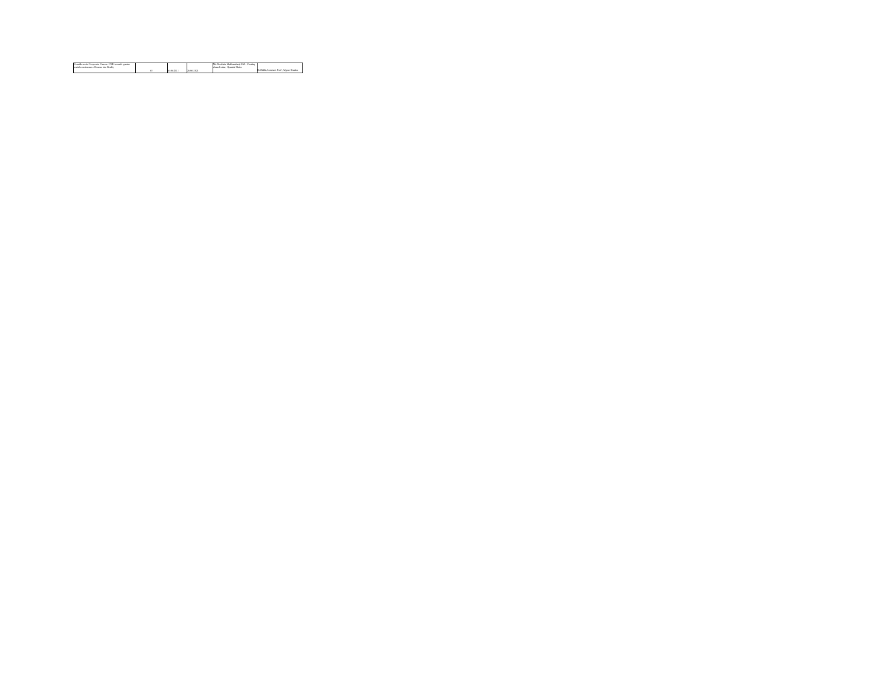| | | | | | |
|---|---|---|---|---|---|
| Countdown to Corporate Careers: CSR towards greater social consciousness Dreams into Reality | 60 | 01.06.2021 | 26.06.2021 | Ms.Sivabala Mehbondaiay GM - Creating shared value, Hyundai Motor | Dr.Radhi,Assistant Prof - Mgmt. Studies |